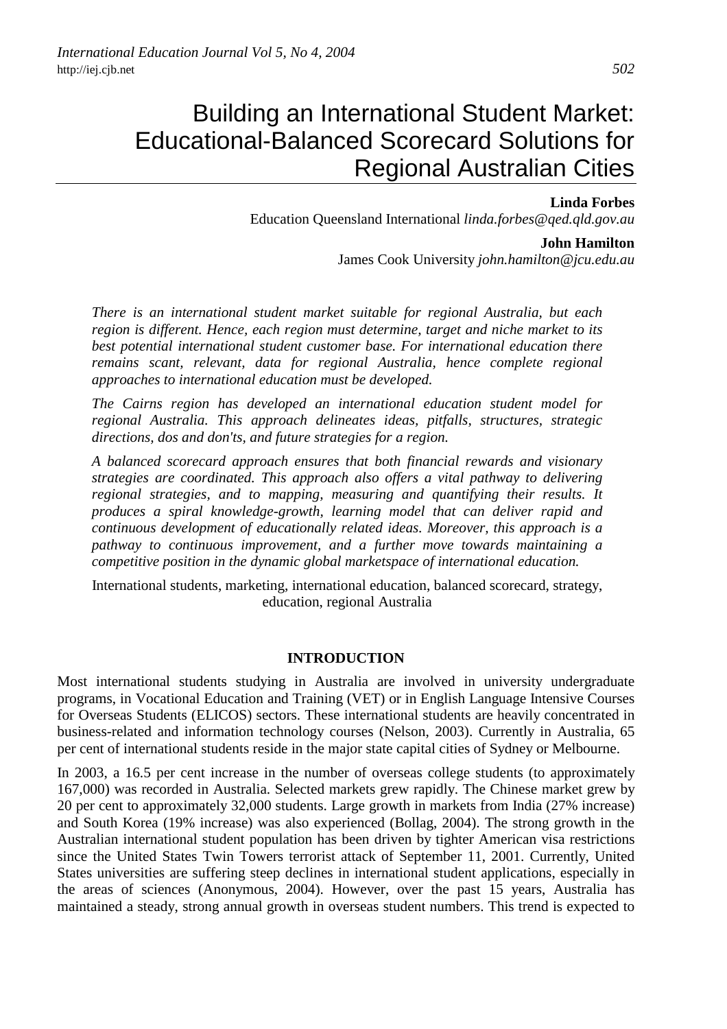# Building an International Student Market: Educational-Balanced Scorecard Solutions for Regional Australian Cities

**Linda Forbes**
Education Queensland International *linda.forbes@qed.qld.gov.au*

**John Hamilton**
James Cook University *john.hamilton@jcu.edu.au*

*There is an international student market suitable for regional Australia, but each region is different. Hence, each region must determine, target and niche market to its best potential international student customer base. For international education there remains scant, relevant, data for regional Australia, hence complete regional approaches to international education must be developed.*

*The Cairns region has developed an international education student model for regional Australia. This approach delineates ideas, pitfalls, structures, strategic directions, dos and don'ts, and future strategies for a region.*

*A balanced scorecard approach ensures that both financial rewards and visionary strategies are coordinated. This approach also offers a vital pathway to delivering regional strategies, and to mapping, measuring and quantifying their results. It produces a spiral knowledge-growth, learning model that can deliver rapid and continuous development of educationally related ideas. Moreover, this approach is a pathway to continuous improvement, and a further move towards maintaining a competitive position in the dynamic global marketspace of international education.*

International students, marketing, international education, balanced scorecard, strategy, education, regional Australia

## INTRODUCTION

Most international students studying in Australia are involved in university undergraduate programs, in Vocational Education and Training (VET) or in English Language Intensive Courses for Overseas Students (ELICOS) sectors. These international students are heavily concentrated in business-related and information technology courses (Nelson, 2003). Currently in Australia, 65 per cent of international students reside in the major state capital cities of Sydney or Melbourne.

In 2003, a 16.5 per cent increase in the number of overseas college students (to approximately 167,000) was recorded in Australia. Selected markets grew rapidly. The Chinese market grew by 20 per cent to approximately 32,000 students. Large growth in markets from India (27% increase) and South Korea (19% increase) was also experienced (Bollag, 2004). The strong growth in the Australian international student population has been driven by tighter American visa restrictions since the United States Twin Towers terrorist attack of September 11, 2001. Currently, United States universities are suffering steep declines in international student applications, especially in the areas of sciences (Anonymous, 2004). However, over the past 15 years, Australia has maintained a steady, strong annual growth in overseas student numbers. This trend is expected to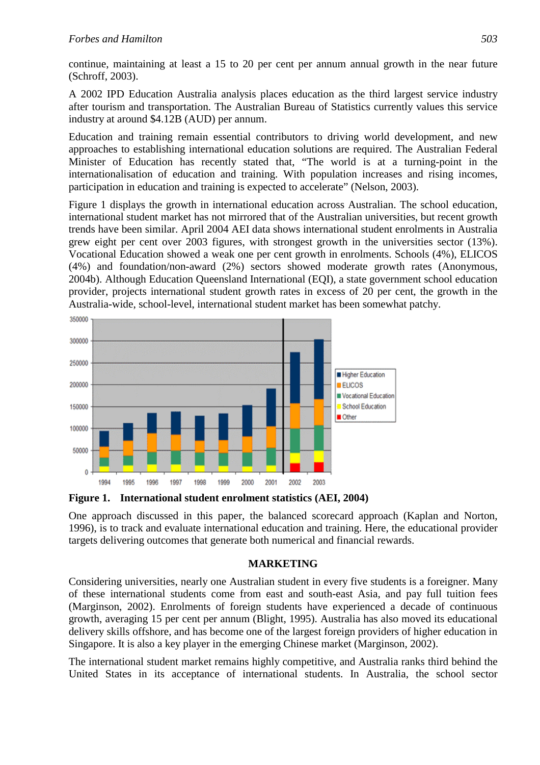continue, maintaining at least a 15 to 20 per cent per annum annual growth in the near future (Schroff, 2003).

A 2002 IPD Education Australia analysis places education as the third largest service industry after tourism and transportation. The Australian Bureau of Statistics currently values this service industry at around $4.12B (AUD) per annum.

Education and training remain essential contributors to driving world development, and new approaches to establishing international education solutions are required. The Australian Federal Minister of Education has recently stated that, "The world is at a turning-point in the internationalisation of education and training. With population increases and rising incomes, participation in education and training is expected to accelerate" (Nelson, 2003).

Figure 1 displays the growth in international education across Australian. The school education, international student market has not mirrored that of the Australian universities, but recent growth trends have been similar. April 2004 AEI data shows international student enrolments in Australia grew eight per cent over 2003 figures, with strongest growth in the universities sector (13%). Vocational Education showed a weak one per cent growth in enrolments. Schools (4%), ELICOS (4%) and foundation/non-award (2%) sectors showed moderate growth rates (Anonymous, 2004b). Although Education Queensland International (EQI), a state government school education provider, projects international student growth rates in excess of 20 per cent, the growth in the Australia-wide, school-level, international student market has been somewhat patchy.

**Figure 1. International student enrolment statistics (AEI, 2004)**

One approach discussed in this paper, the balanced scorecard approach (Kaplan and Norton, 1996), is to track and evaluate international education and training. Here, the educational provider targets delivering outcomes that generate both numerical and financial rewards.

## MARKETING

Considering universities, nearly one Australian student in every five students is a foreigner. Many of these international students come from east and south-east Asia, and pay full tuition fees (Marginson, 2002). Enrolments of foreign students have experienced a decade of continuous growth, averaging 15 per cent per annum (Blight, 1995). Australia has also moved its educational delivery skills offshore, and has become one of the largest foreign providers of higher education in Singapore. It is also a key player in the emerging Chinese market (Marginson, 2002).

The international student market remains highly competitive, and Australia ranks third behind the United States in its acceptance of international students. In Australia, the school sector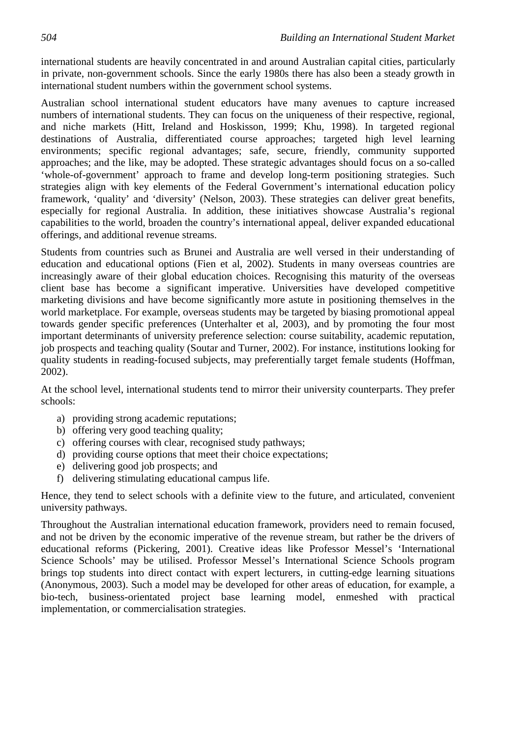international students are heavily concentrated in and around Australian capital cities, particularly in private, non-government schools. Since the early 1980s there has also been a steady growth in international student numbers within the government school systems.

Australian school international student educators have many avenues to capture increased numbers of international students. They can focus on the uniqueness of their respective, regional, and niche markets (Hitt, Ireland and Hoskisson, 1999; Khu, 1998). In targeted regional destinations of Australia, differentiated course approaches; targeted high level learning environments; specific regional advantages; safe, secure, friendly, community supported approaches; and the like, may be adopted. These strategic advantages should focus on a so-called 'whole-of-government' approach to frame and develop long-term positioning strategies. Such strategies align with key elements of the Federal Government's international education policy framework, 'quality' and 'diversity' (Nelson, 2003). These strategies can deliver great benefits, especially for regional Australia. In addition, these initiatives showcase Australia's regional capabilities to the world, broaden the country's international appeal, deliver expanded educational offerings, and additional revenue streams.

Students from countries such as Brunei and Australia are well versed in their understanding of education and educational options (Fien et al, 2002). Students in many overseas countries are increasingly aware of their global education choices. Recognising this maturity of the overseas client base has become a significant imperative. Universities have developed competitive marketing divisions and have become significantly more astute in positioning themselves in the world marketplace. For example, overseas students may be targeted by biasing promotional appeal towards gender specific preferences (Unterhalter et al, 2003), and by promoting the four most important determinants of university preference selection: course suitability, academic reputation, job prospects and teaching quality (Soutar and Turner, 2002). For instance, institutions looking for quality students in reading-focused subjects, may preferentially target female students (Hoffman, 2002).

At the school level, international students tend to mirror their university counterparts. They prefer schools:

a) providing strong academic reputations;
b) offering very good teaching quality;
c) offering courses with clear, recognised study pathways;
d) providing course options that meet their choice expectations;
e) delivering good job prospects; and
f) delivering stimulating educational campus life.

Hence, they tend to select schools with a definite view to the future, and articulated, convenient university pathways.

Throughout the Australian international education framework, providers need to remain focused, and not be driven by the economic imperative of the revenue stream, but rather be the drivers of educational reforms (Pickering, 2001). Creative ideas like Professor Messel's 'International Science Schools' may be utilised. Professor Messel's International Science Schools program brings top students into direct contact with expert lecturers, in cutting-edge learning situations (Anonymous, 2003). Such a model may be developed for other areas of education, for example, a bio-tech, business-orientated project base learning model, enmeshed with practical implementation, or commercialisation strategies.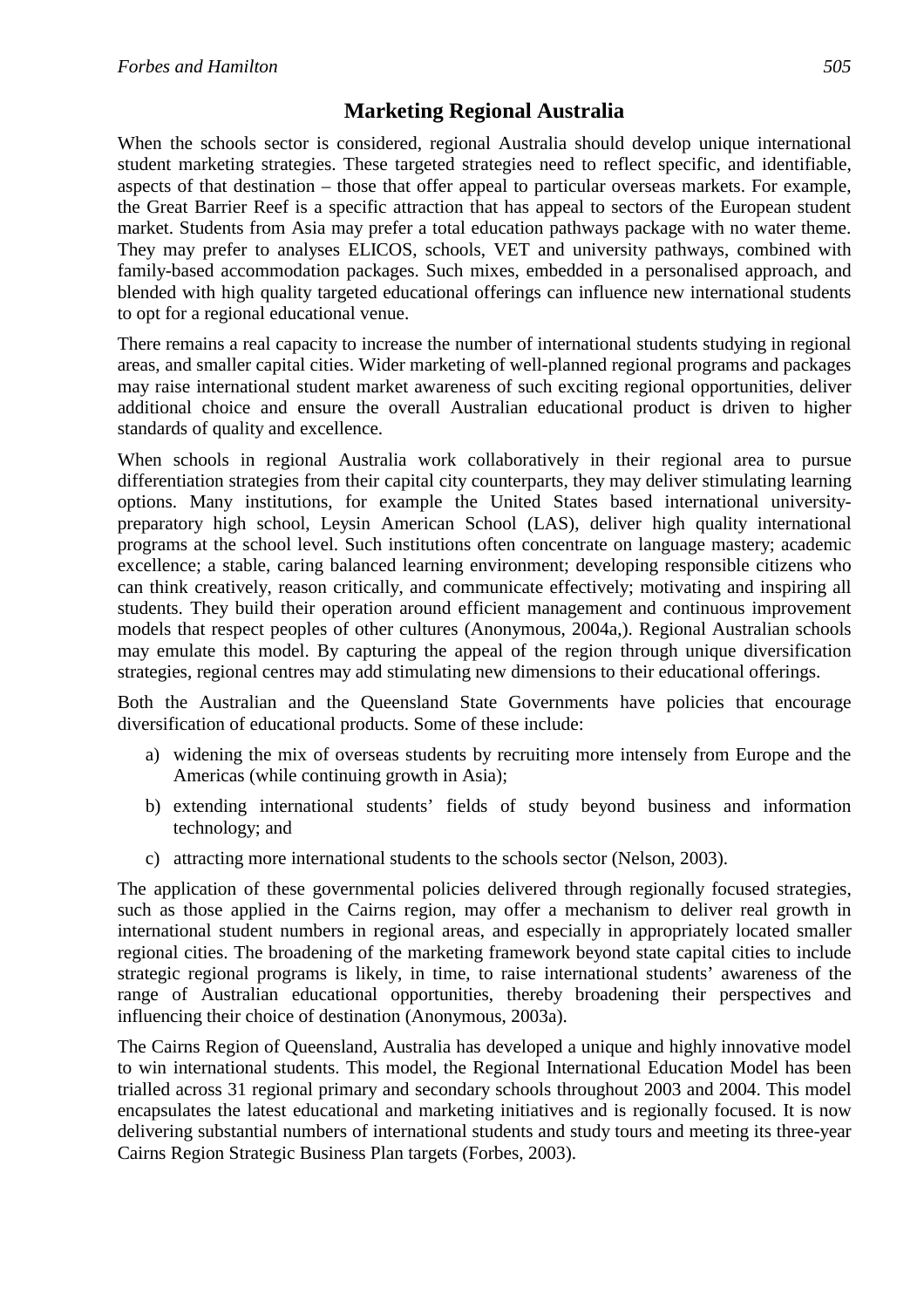## Marketing Regional Australia

When the schools sector is considered, regional Australia should develop unique international student marketing strategies. These targeted strategies need to reflect specific, and identifiable, aspects of that destination – those that offer appeal to particular overseas markets. For example, the Great Barrier Reef is a specific attraction that has appeal to sectors of the European student market. Students from Asia may prefer a total education pathways package with no water theme. They may prefer to analyses ELICOS, schools, VET and university pathways, combined with family-based accommodation packages. Such mixes, embedded in a personalised approach, and blended with high quality targeted educational offerings can influence new international students to opt for a regional educational venue.

There remains a real capacity to increase the number of international students studying in regional areas, and smaller capital cities. Wider marketing of well-planned regional programs and packages may raise international student market awareness of such exciting regional opportunities, deliver additional choice and ensure the overall Australian educational product is driven to higher standards of quality and excellence.

When schools in regional Australia work collaboratively in their regional area to pursue differentiation strategies from their capital city counterparts, they may deliver stimulating learning options. Many institutions, for example the United States based international university-preparatory high school, Leysin American School (LAS), deliver high quality international programs at the school level. Such institutions often concentrate on language mastery; academic excellence; a stable, caring balanced learning environment; developing responsible citizens who can think creatively, reason critically, and communicate effectively; motivating and inspiring all students. They build their operation around efficient management and continuous improvement models that respect peoples of other cultures (Anonymous, 2004a,). Regional Australian schools may emulate this model. By capturing the appeal of the region through unique diversification strategies, regional centres may add stimulating new dimensions to their educational offerings.

Both the Australian and the Queensland State Governments have policies that encourage diversification of educational products. Some of these include:

a) widening the mix of overseas students by recruiting more intensely from Europe and the Americas (while continuing growth in Asia);

b) extending international students' fields of study beyond business and information technology; and

c) attracting more international students to the schools sector (Nelson, 2003).

The application of these governmental policies delivered through regionally focused strategies, such as those applied in the Cairns region, may offer a mechanism to deliver real growth in international student numbers in regional areas, and especially in appropriately located smaller regional cities. The broadening of the marketing framework beyond state capital cities to include strategic regional programs is likely, in time, to raise international students' awareness of the range of Australian educational opportunities, thereby broadening their perspectives and influencing their choice of destination (Anonymous, 2003a).

The Cairns Region of Queensland, Australia has developed a unique and highly innovative model to win international students. This model, the Regional International Education Model has been trialled across 31 regional primary and secondary schools throughout 2003 and 2004. This model encapsulates the latest educational and marketing initiatives and is regionally focused. It is now delivering substantial numbers of international students and study tours and meeting its three-year Cairns Region Strategic Business Plan targets (Forbes, 2003).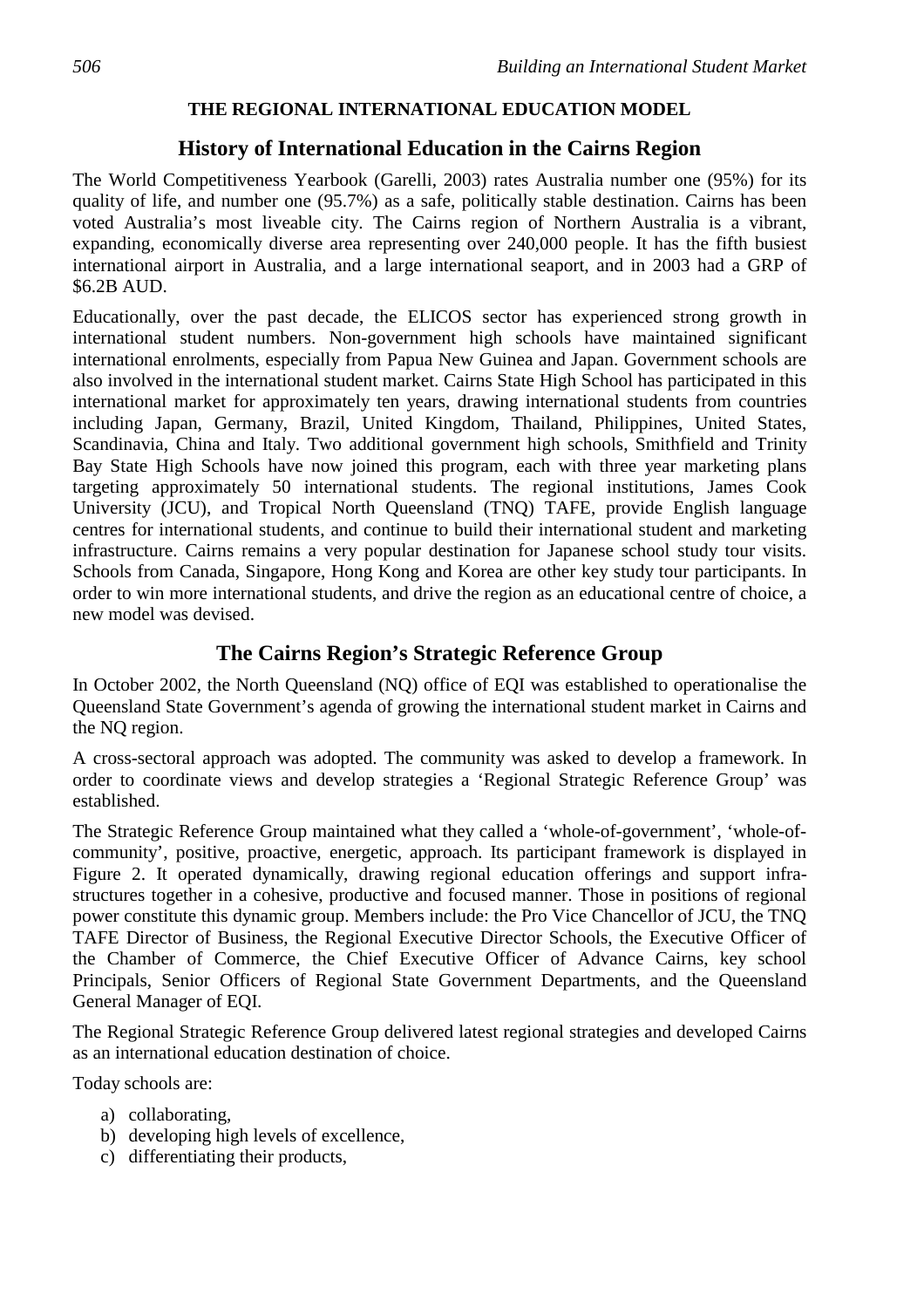## THE REGIONAL INTERNATIONAL EDUCATION MODEL

### History of International Education in the Cairns Region

The World Competitiveness Yearbook (Garelli, 2003) rates Australia number one (95%) for its quality of life, and number one (95.7%) as a safe, politically stable destination. Cairns has been voted Australia's most liveable city. The Cairns region of Northern Australia is a vibrant, expanding, economically diverse area representing over 240,000 people. It has the fifth busiest international airport in Australia, and a large international seaport, and in 2003 had a GRP of $6.2B AUD.

Educationally, over the past decade, the ELICOS sector has experienced strong growth in international student numbers. Non-government high schools have maintained significant international enrolments, especially from Papua New Guinea and Japan. Government schools are also involved in the international student market. Cairns State High School has participated in this international market for approximately ten years, drawing international students from countries including Japan, Germany, Brazil, United Kingdom, Thailand, Philippines, United States, Scandinavia, China and Italy. Two additional government high schools, Smithfield and Trinity Bay State High Schools have now joined this program, each with three year marketing plans targeting approximately 50 international students. The regional institutions, James Cook University (JCU), and Tropical North Queensland (TNQ) TAFE, provide English language centres for international students, and continue to build their international student and marketing infrastructure. Cairns remains a very popular destination for Japanese school study tour visits. Schools from Canada, Singapore, Hong Kong and Korea are other key study tour participants. In order to win more international students, and drive the region as an educational centre of choice, a new model was devised.

### The Cairns Region's Strategic Reference Group

In October 2002, the North Queensland (NQ) office of EQI was established to operationalise the Queensland State Government's agenda of growing the international student market in Cairns and the NQ region.

A cross-sectoral approach was adopted. The community was asked to develop a framework. In order to coordinate views and develop strategies a 'Regional Strategic Reference Group' was established.

The Strategic Reference Group maintained what they called a 'whole-of-government', 'whole-of-community', positive, proactive, energetic, approach. Its participant framework is displayed in Figure 2. It operated dynamically, drawing regional education offerings and support infra-structures together in a cohesive, productive and focused manner. Those in positions of regional power constitute this dynamic group. Members include: the Pro Vice Chancellor of JCU, the TNQ TAFE Director of Business, the Regional Executive Director Schools, the Executive Officer of the Chamber of Commerce, the Chief Executive Officer of Advance Cairns, key school Principals, Senior Officers of Regional State Government Departments, and the Queensland General Manager of EQI.

The Regional Strategic Reference Group delivered latest regional strategies and developed Cairns as an international education destination of choice.

Today schools are:

a) collaborating,
b) developing high levels of excellence,
c) differentiating their products,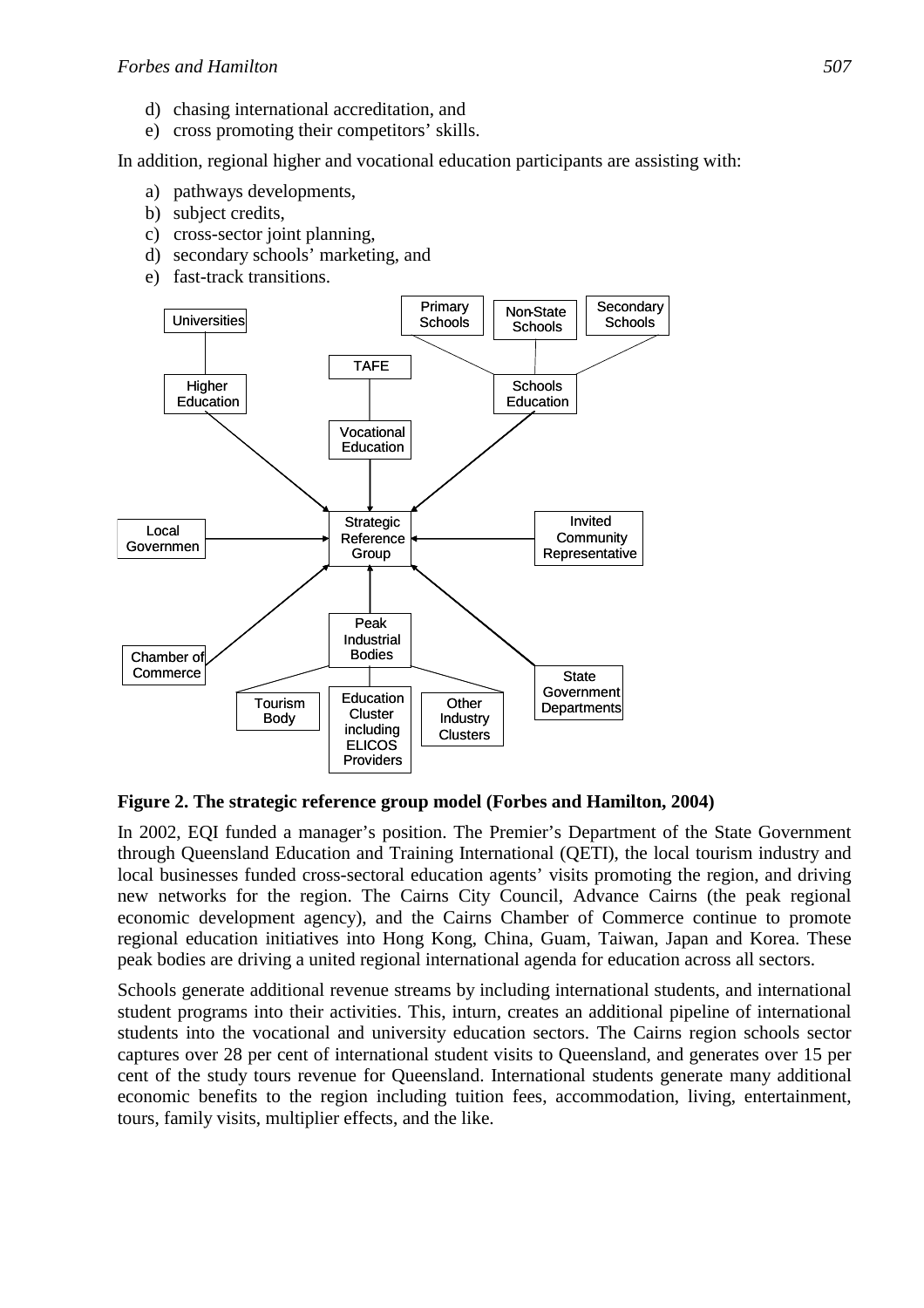d) chasing international accreditation, and
e) cross promoting their competitors' skills.

In addition, regional higher and vocational education participants are assisting with:

a) pathways developments,
b) subject credits,
c) cross-sector joint planning,
d) secondary schools' marketing, and
e) fast-track transitions.

**Figure 2. The strategic reference group model (Forbes and Hamilton, 2004)**

In 2002, EQI funded a manager's position. The Premier's Department of the State Government through Queensland Education and Training International (QETI), the local tourism industry and local businesses funded cross-sectoral education agents' visits promoting the region, and driving new networks for the region. The Cairns City Council, Advance Cairns (the peak regional economic development agency), and the Cairns Chamber of Commerce continue to promote regional education initiatives into Hong Kong, China, Guam, Taiwan, Japan and Korea. These peak bodies are driving a united regional international agenda for education across all sectors.

Schools generate additional revenue streams by including international students, and international student programs into their activities. This, inturn, creates an additional pipeline of international students into the vocational and university education sectors. The Cairns region schools sector captures over 28 per cent of international student visits to Queensland, and generates over 15 per cent of the study tours revenue for Queensland. International students generate many additional economic benefits to the region including tuition fees, accommodation, living, entertainment, tours, family visits, multiplier effects, and the like.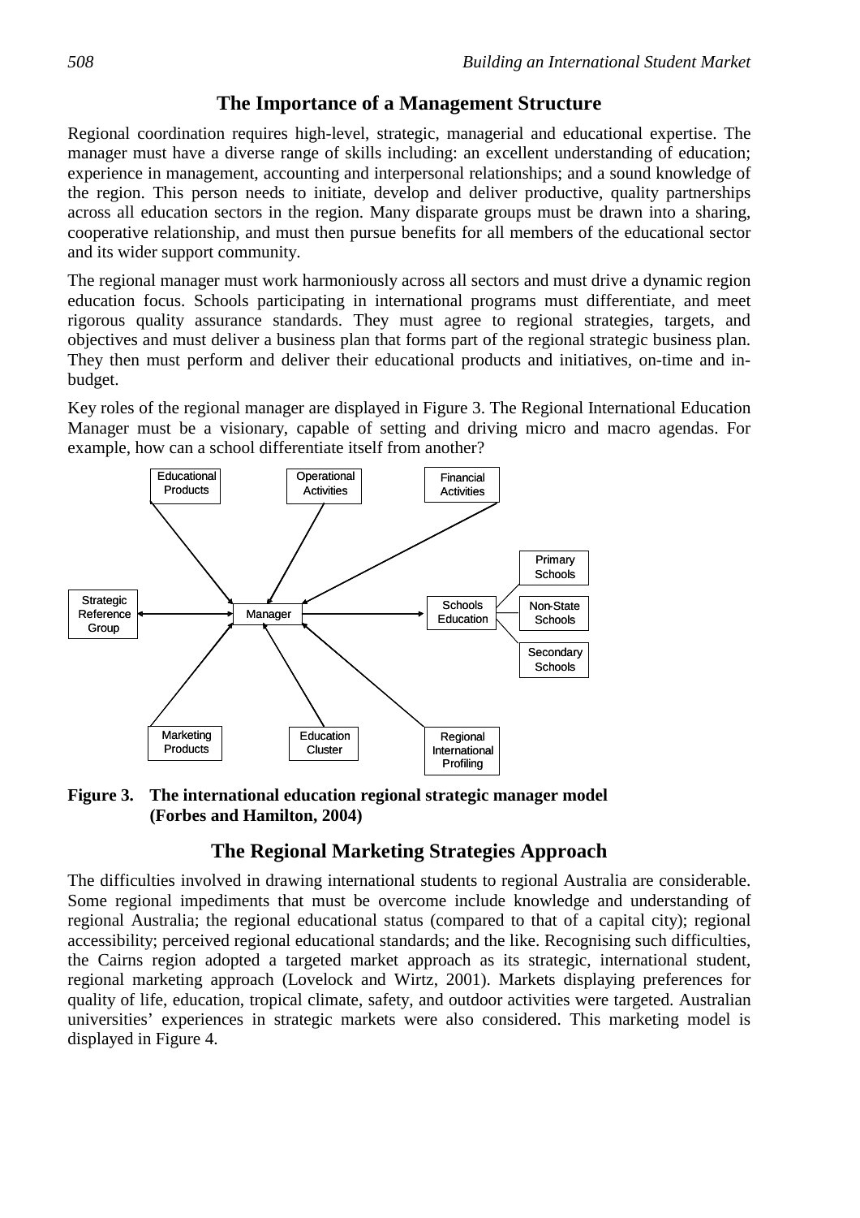## The Importance of a Management Structure

Regional coordination requires high-level, strategic, managerial and educational expertise. The manager must have a diverse range of skills including: an excellent understanding of education; experience in management, accounting and interpersonal relationships; and a sound knowledge of the region. This person needs to initiate, develop and deliver productive, quality partnerships across all education sectors in the region. Many disparate groups must be drawn into a sharing, cooperative relationship, and must then pursue benefits for all members of the educational sector and its wider support community.

The regional manager must work harmoniously across all sectors and must drive a dynamic region education focus. Schools participating in international programs must differentiate, and meet rigorous quality assurance standards. They must agree to regional strategies, targets, and objectives and must deliver a business plan that forms part of the regional strategic business plan. They then must perform and deliver their educational products and initiatives, on-time and in-budget.

Key roles of the regional manager are displayed in Figure 3. The Regional International Education Manager must be a visionary, capable of setting and driving micro and macro agendas. For example, how can a school differentiate itself from another?

Educational Products | Operational Activities | Financial Activities | Strategic Reference Group | Manager | Schools Education | Primary Schools | Non-State Schools | Secondary Schools | Marketing Products | Education Cluster | Regional International Profiling

**Figure 3. The international education regional strategic manager model (Forbes and Hamilton, 2004)**

## The Regional Marketing Strategies Approach

The difficulties involved in drawing international students to regional Australia are considerable. Some regional impediments that must be overcome include knowledge and understanding of regional Australia; the regional educational status (compared to that of a capital city); regional accessibility; perceived regional educational standards; and the like. Recognising such difficulties, the Cairns region adopted a targeted market approach as its strategic, international student, regional marketing approach (Lovelock and Wirtz, 2001). Markets displaying preferences for quality of life, education, tropical climate, safety, and outdoor activities were targeted. Australian universities' experiences in strategic markets were also considered. This marketing model is displayed in Figure 4.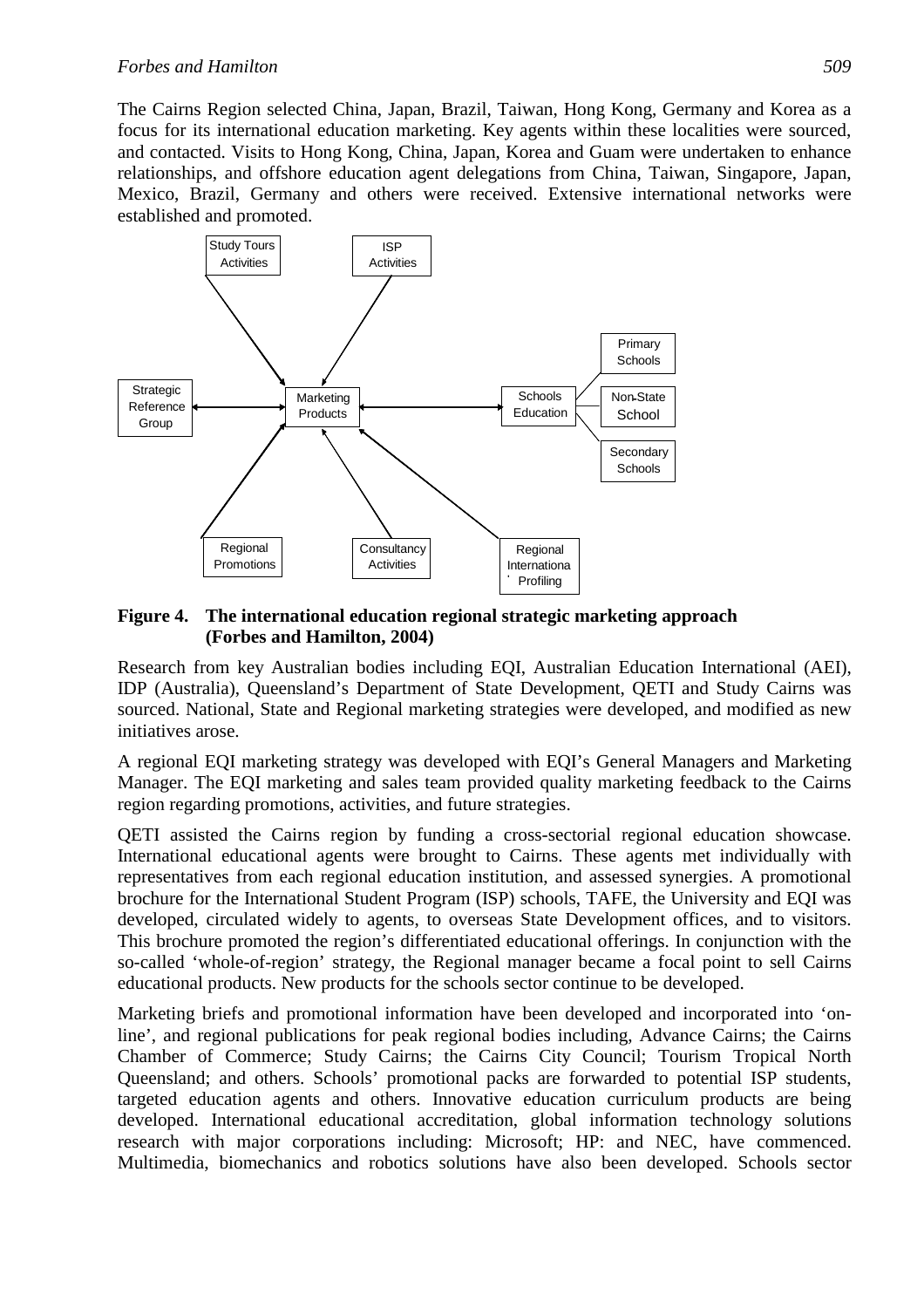The Cairns Region selected China, Japan, Brazil, Taiwan, Hong Kong, Germany and Korea as a focus for its international education marketing. Key agents within these localities were sourced, and contacted. Visits to Hong Kong, China, Japan, Korea and Guam were undertaken to enhance relationships, and offshore education agent delegations from China, Taiwan, Singapore, Japan, Mexico, Brazil, Germany and others were received. Extensive international networks were established and promoted.

Study Tours Activities

ISP Activities

Strategic Reference Group

Marketing Products

Schools Education

Primary Schools

Non-State School

Secondary Schools

Regional Promotions

Consultancy Activities

Regional International Profiling

**Figure 4. The international education regional strategic marketing approach (Forbes and Hamilton, 2004)**

Research from key Australian bodies including EQI, Australian Education International (AEI), IDP (Australia), Queensland's Department of State Development, QETI and Study Cairns was sourced. National, State and Regional marketing strategies were developed, and modified as new initiatives arose.

A regional EQI marketing strategy was developed with EQI's General Managers and Marketing Manager. The EQI marketing and sales team provided quality marketing feedback to the Cairns region regarding promotions, activities, and future strategies.

QETI assisted the Cairns region by funding a cross-sectorial regional education showcase. International educational agents were brought to Cairns. These agents met individually with representatives from each regional education institution, and assessed synergies. A promotional brochure for the International Student Program (ISP) schools, TAFE, the University and EQI was developed, circulated widely to agents, to overseas State Development offices, and to visitors. This brochure promoted the region's differentiated educational offerings. In conjunction with the so-called 'whole-of-region' strategy, the Regional manager became a focal point to sell Cairns educational products. New products for the schools sector continue to be developed.

Marketing briefs and promotional information have been developed and incorporated into 'on-line', and regional publications for peak regional bodies including, Advance Cairns; the Cairns Chamber of Commerce; Study Cairns; the Cairns City Council; Tourism Tropical North Queensland; and others. Schools' promotional packs are forwarded to potential ISP students, targeted education agents and others. Innovative education curriculum products are being developed. International educational accreditation, global information technology solutions research with major corporations including: Microsoft; HP: and NEC, have commenced. Multimedia, biomechanics and robotics solutions have also been developed. Schools sector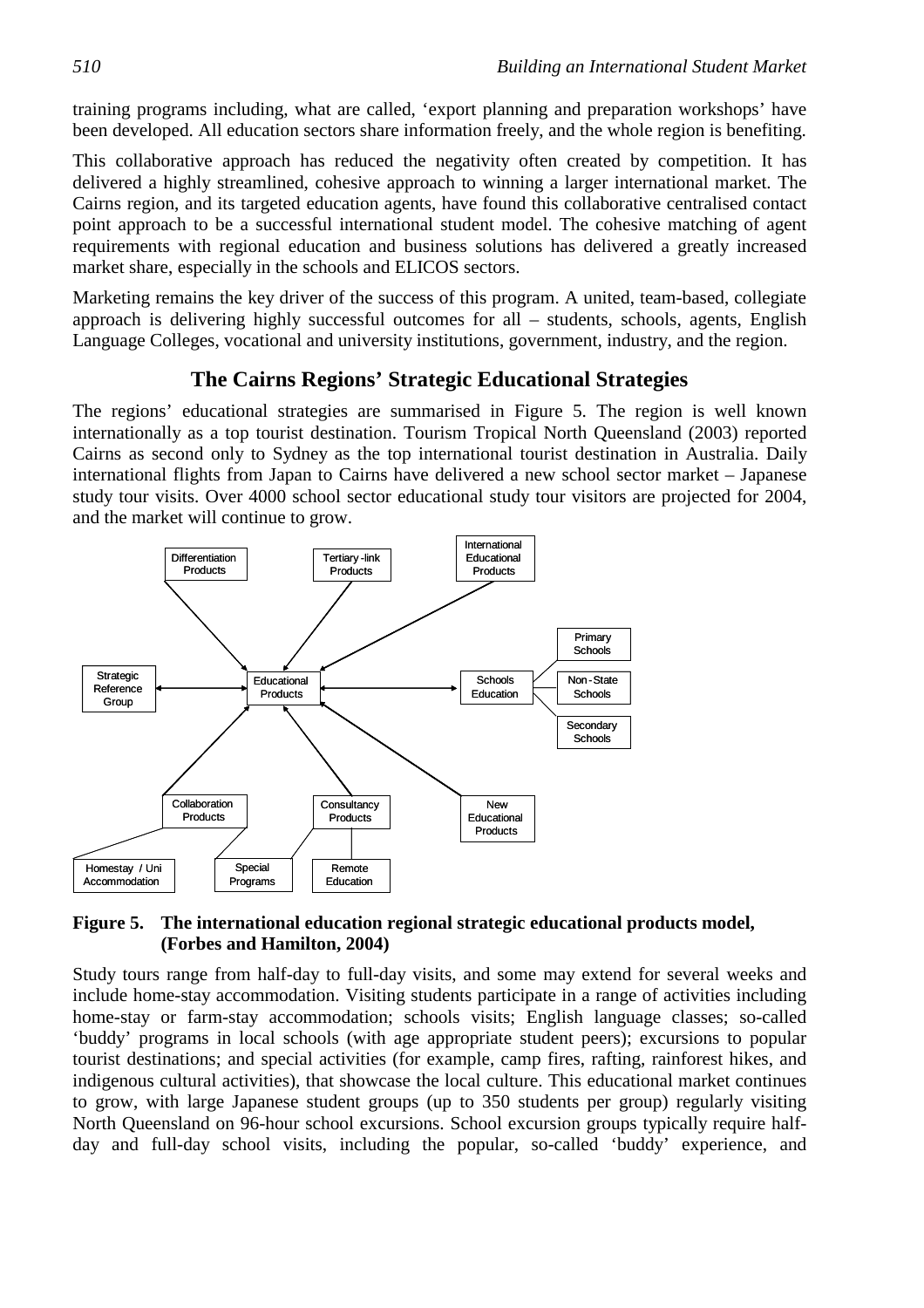training programs including, what are called, 'export planning and preparation workshops' have been developed. All education sectors share information freely, and the whole region is benefiting.

This collaborative approach has reduced the negativity often created by competition. It has delivered a highly streamlined, cohesive approach to winning a larger international market. The Cairns region, and its targeted education agents, have found this collaborative centralised contact point approach to be a successful international student model. The cohesive matching of agent requirements with regional education and business solutions has delivered a greatly increased market share, especially in the schools and ELICOS sectors.

Marketing remains the key driver of the success of this program. A united, team-based, collegiate approach is delivering highly successful outcomes for all – students, schools, agents, English Language Colleges, vocational and university institutions, government, industry, and the region.

## The Cairns Regions' Strategic Educational Strategies

The regions' educational strategies are summarised in Figure 5. The region is well known internationally as a top tourist destination. Tourism Tropical North Queensland (2003) reported Cairns as second only to Sydney as the top international tourist destination in Australia. Daily international flights from Japan to Cairns have delivered a new school sector market – Japanese study tour visits. Over 4000 school sector educational study tour visitors are projected for 2004, and the market will continue to grow.

Differentiation Products
Tertiary -link Products
International Educational Products
Strategic Reference Group
Educational Products
Schools Education
Primary Schools
Non-State Schools
Secondary Schools
Collaboration Products
Consultancy Products
New Educational Products
Homestay / Uni Accommodation
Special Programs
Remote Education

**Figure 5. The international education regional strategic educational products model, (Forbes and Hamilton, 2004)**

Study tours range from half-day to full-day visits, and some may extend for several weeks and include home-stay accommodation. Visiting students participate in a range of activities including home-stay or farm-stay accommodation; schools visits; English language classes; so-called 'buddy' programs in local schools (with age appropriate student peers); excursions to popular tourist destinations; and special activities (for example, camp fires, rafting, rainforest hikes, and indigenous cultural activities), that showcase the local culture. This educational market continues to grow, with large Japanese student groups (up to 350 students per group) regularly visiting North Queensland on 96-hour school excursions. School excursion groups typically require half-day and full-day school visits, including the popular, so-called 'buddy' experience, and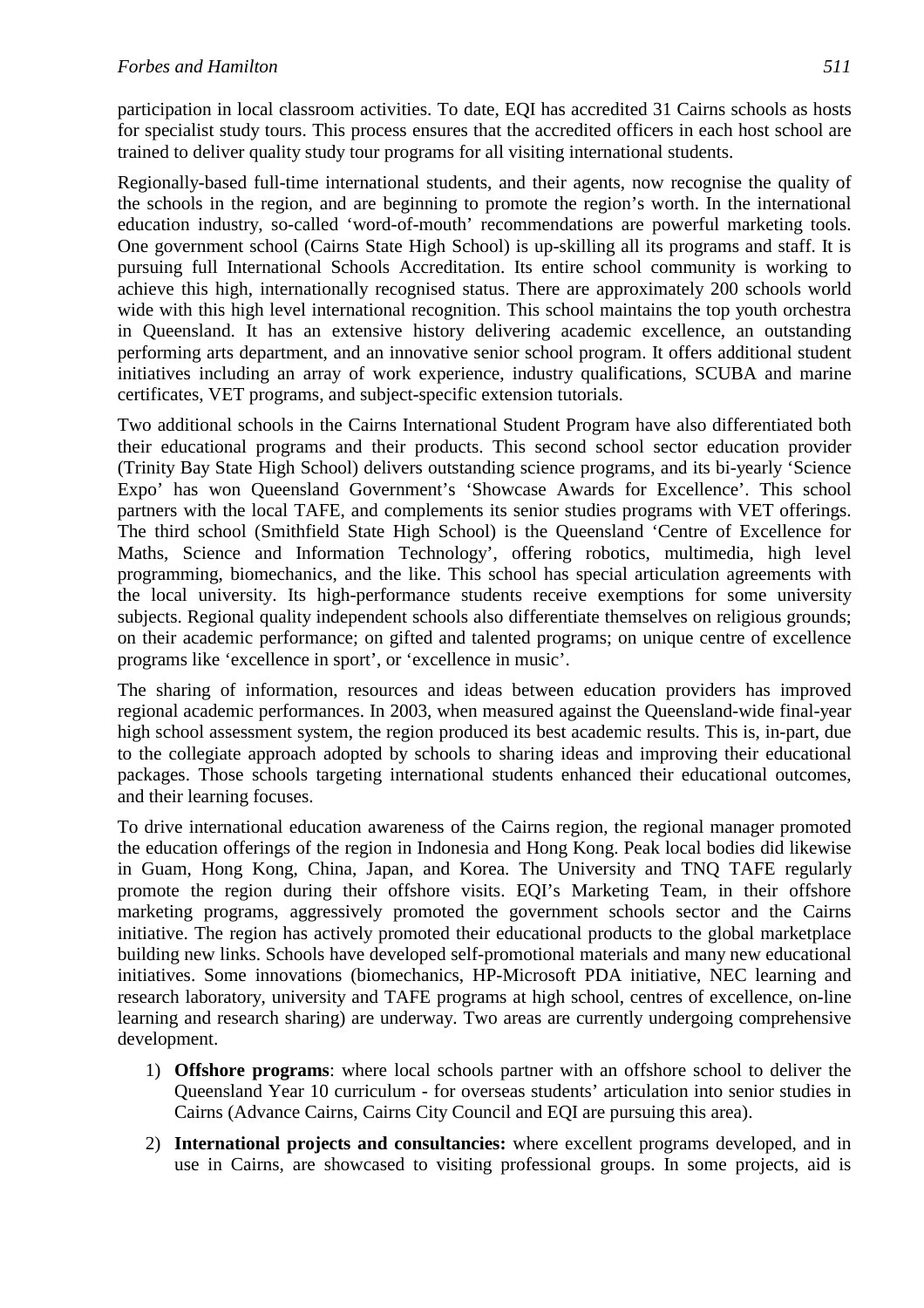participation in local classroom activities. To date, EQI has accredited 31 Cairns schools as hosts for specialist study tours. This process ensures that the accredited officers in each host school are trained to deliver quality study tour programs for all visiting international students.

Regionally-based full-time international students, and their agents, now recognise the quality of the schools in the region, and are beginning to promote the region's worth. In the international education industry, so-called 'word-of-mouth' recommendations are powerful marketing tools. One government school (Cairns State High School) is up-skilling all its programs and staff. It is pursuing full International Schools Accreditation. Its entire school community is working to achieve this high, internationally recognised status. There are approximately 200 schools world wide with this high level international recognition. This school maintains the top youth orchestra in Queensland. It has an extensive history delivering academic excellence, an outstanding performing arts department, and an innovative senior school program. It offers additional student initiatives including an array of work experience, industry qualifications, SCUBA and marine certificates, VET programs, and subject-specific extension tutorials.

Two additional schools in the Cairns International Student Program have also differentiated both their educational programs and their products. This second school sector education provider (Trinity Bay State High School) delivers outstanding science programs, and its bi-yearly 'Science Expo' has won Queensland Government's 'Showcase Awards for Excellence'. This school partners with the local TAFE, and complements its senior studies programs with VET offerings. The third school (Smithfield State High School) is the Queensland 'Centre of Excellence for Maths, Science and Information Technology', offering robotics, multimedia, high level programming, biomechanics, and the like. This school has special articulation agreements with the local university. Its high-performance students receive exemptions for some university subjects. Regional quality independent schools also differentiate themselves on religious grounds; on their academic performance; on gifted and talented programs; on unique centre of excellence programs like 'excellence in sport', or 'excellence in music'.

The sharing of information, resources and ideas between education providers has improved regional academic performances. In 2003, when measured against the Queensland-wide final-year high school assessment system, the region produced its best academic results. This is, in-part, due to the collegiate approach adopted by schools to sharing ideas and improving their educational packages. Those schools targeting international students enhanced their educational outcomes, and their learning focuses.

To drive international education awareness of the Cairns region, the regional manager promoted the education offerings of the region in Indonesia and Hong Kong. Peak local bodies did likewise in Guam, Hong Kong, China, Japan, and Korea. The University and TNQ TAFE regularly promote the region during their offshore visits. EQI's Marketing Team, in their offshore marketing programs, aggressively promoted the government schools sector and the Cairns initiative. The region has actively promoted their educational products to the global marketplace building new links. Schools have developed self-promotional materials and many new educational initiatives. Some innovations (biomechanics, HP-Microsoft PDA initiative, NEC learning and research laboratory, university and TAFE programs at high school, centres of excellence, on-line learning and research sharing) are underway. Two areas are currently undergoing comprehensive development.

1) **Offshore programs**: where local schools partner with an offshore school to deliver the Queensland Year 10 curriculum - for overseas students' articulation into senior studies in Cairns (Advance Cairns, Cairns City Council and EQI are pursuing this area).

2) **International projects and consultancies:** where excellent programs developed, and in use in Cairns, are showcased to visiting professional groups. In some projects, aid is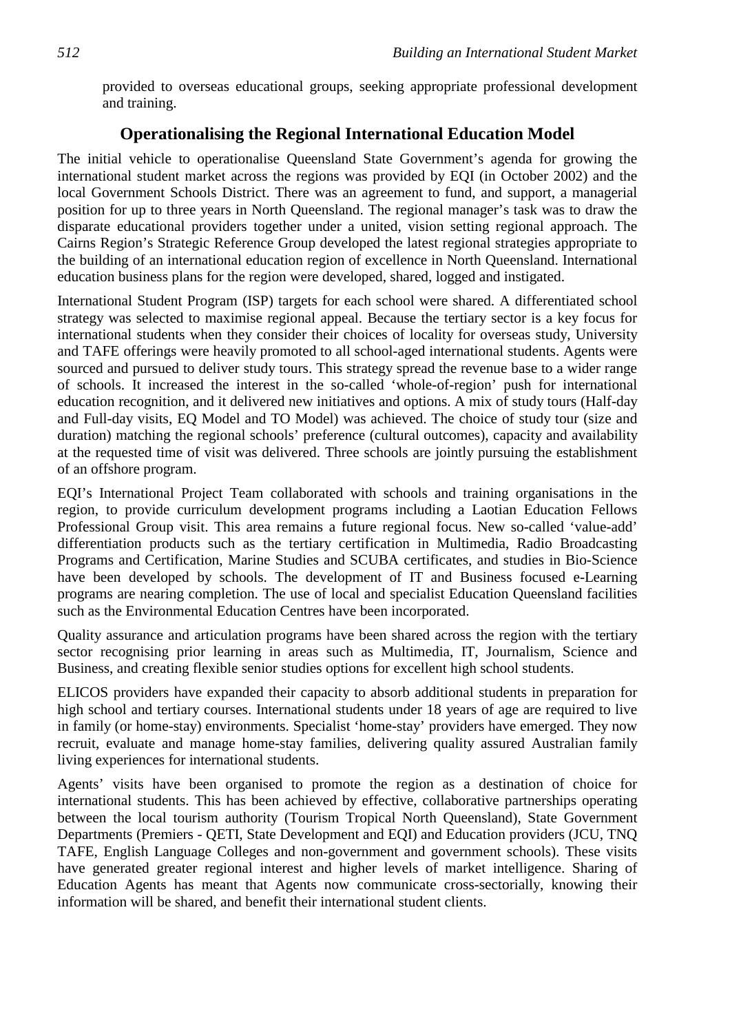provided to overseas educational groups, seeking appropriate professional development and training.

## Operationalising the Regional International Education Model

The initial vehicle to operationalise Queensland State Government's agenda for growing the international student market across the regions was provided by EQI (in October 2002) and the local Government Schools District. There was an agreement to fund, and support, a managerial position for up to three years in North Queensland. The regional manager's task was to draw the disparate educational providers together under a united, vision setting regional approach. The Cairns Region's Strategic Reference Group developed the latest regional strategies appropriate to the building of an international education region of excellence in North Queensland. International education business plans for the region were developed, shared, logged and instigated.

International Student Program (ISP) targets for each school were shared. A differentiated school strategy was selected to maximise regional appeal. Because the tertiary sector is a key focus for international students when they consider their choices of locality for overseas study, University and TAFE offerings were heavily promoted to all school-aged international students. Agents were sourced and pursued to deliver study tours. This strategy spread the revenue base to a wider range of schools. It increased the interest in the so-called 'whole-of-region' push for international education recognition, and it delivered new initiatives and options. A mix of study tours (Half-day and Full-day visits, EQ Model and TO Model) was achieved. The choice of study tour (size and duration) matching the regional schools' preference (cultural outcomes), capacity and availability at the requested time of visit was delivered. Three schools are jointly pursuing the establishment of an offshore program.

EQI's International Project Team collaborated with schools and training organisations in the region, to provide curriculum development programs including a Laotian Education Fellows Professional Group visit. This area remains a future regional focus. New so-called 'value-add' differentiation products such as the tertiary certification in Multimedia, Radio Broadcasting Programs and Certification, Marine Studies and SCUBA certificates, and studies in Bio-Science have been developed by schools. The development of IT and Business focused e-Learning programs are nearing completion. The use of local and specialist Education Queensland facilities such as the Environmental Education Centres have been incorporated.

Quality assurance and articulation programs have been shared across the region with the tertiary sector recognising prior learning in areas such as Multimedia, IT, Journalism, Science and Business, and creating flexible senior studies options for excellent high school students.

ELICOS providers have expanded their capacity to absorb additional students in preparation for high school and tertiary courses. International students under 18 years of age are required to live in family (or home-stay) environments. Specialist 'home-stay' providers have emerged. They now recruit, evaluate and manage home-stay families, delivering quality assured Australian family living experiences for international students.

Agents' visits have been organised to promote the region as a destination of choice for international students. This has been achieved by effective, collaborative partnerships operating between the local tourism authority (Tourism Tropical North Queensland), State Government Departments (Premiers - QETI, State Development and EQI) and Education providers (JCU, TNQ TAFE, English Language Colleges and non-government and government schools). These visits have generated greater regional interest and higher levels of market intelligence. Sharing of Education Agents has meant that Agents now communicate cross-sectorially, knowing their information will be shared, and benefit their international student clients.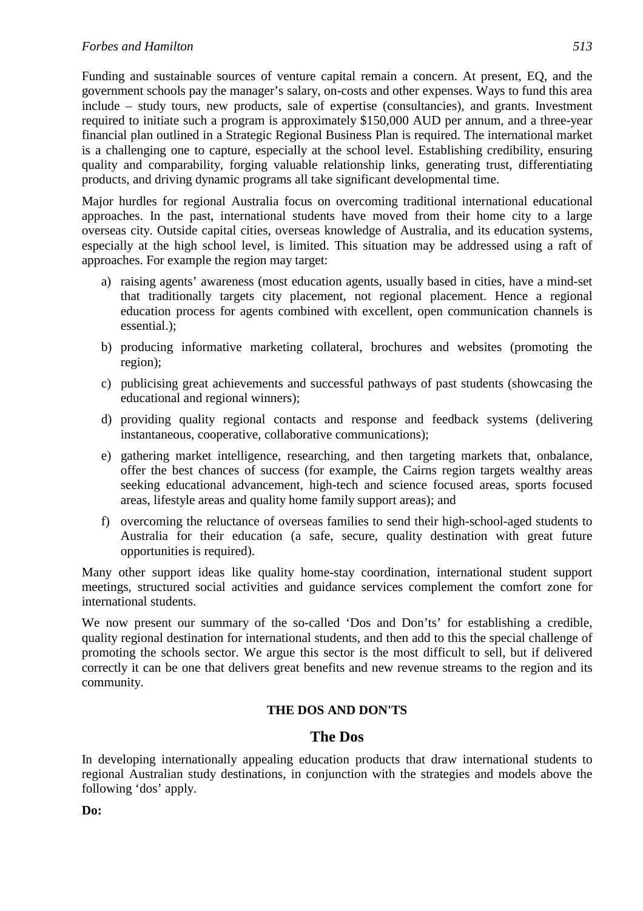Funding and sustainable sources of venture capital remain a concern. At present, EQ, and the government schools pay the manager's salary, on-costs and other expenses. Ways to fund this area include – study tours, new products, sale of expertise (consultancies), and grants. Investment required to initiate such a program is approximately $150,000 AUD per annum, and a three-year financial plan outlined in a Strategic Regional Business Plan is required. The international market is a challenging one to capture, especially at the school level. Establishing credibility, ensuring quality and comparability, forging valuable relationship links, generating trust, differentiating products, and driving dynamic programs all take significant developmental time.

Major hurdles for regional Australia focus on overcoming traditional international educational approaches. In the past, international students have moved from their home city to a large overseas city. Outside capital cities, overseas knowledge of Australia, and its education systems, especially at the high school level, is limited. This situation may be addressed using a raft of approaches. For example the region may target:

a) raising agents' awareness (most education agents, usually based in cities, have a mind-set that traditionally targets city placement, not regional placement. Hence a regional education process for agents combined with excellent, open communication channels is essential.);

b) producing informative marketing collateral, brochures and websites (promoting the region);

c) publicising great achievements and successful pathways of past students (showcasing the educational and regional winners);

d) providing quality regional contacts and response and feedback systems (delivering instantaneous, cooperative, collaborative communications);

e) gathering market intelligence, researching, and then targeting markets that, onbalance, offer the best chances of success (for example, the Cairns region targets wealthy areas seeking educational advancement, high-tech and science focused areas, sports focused areas, lifestyle areas and quality home family support areas); and

f) overcoming the reluctance of overseas families to send their high-school-aged students to Australia for their education (a safe, secure, quality destination with great future opportunities is required).

Many other support ideas like quality home-stay coordination, international student support meetings, structured social activities and guidance services complement the comfort zone for international students.

We now present our summary of the so-called 'Dos and Don'ts' for establishing a credible, quality regional destination for international students, and then add to this the special challenge of promoting the schools sector. We argue this sector is the most difficult to sell, but if delivered correctly it can be one that delivers great benefits and new revenue streams to the region and its community.

## THE DOS AND DON'TS

### The Dos

In developing internationally appealing education products that draw international students to regional Australian study destinations, in conjunction with the strategies and models above the following 'dos' apply.

**Do:**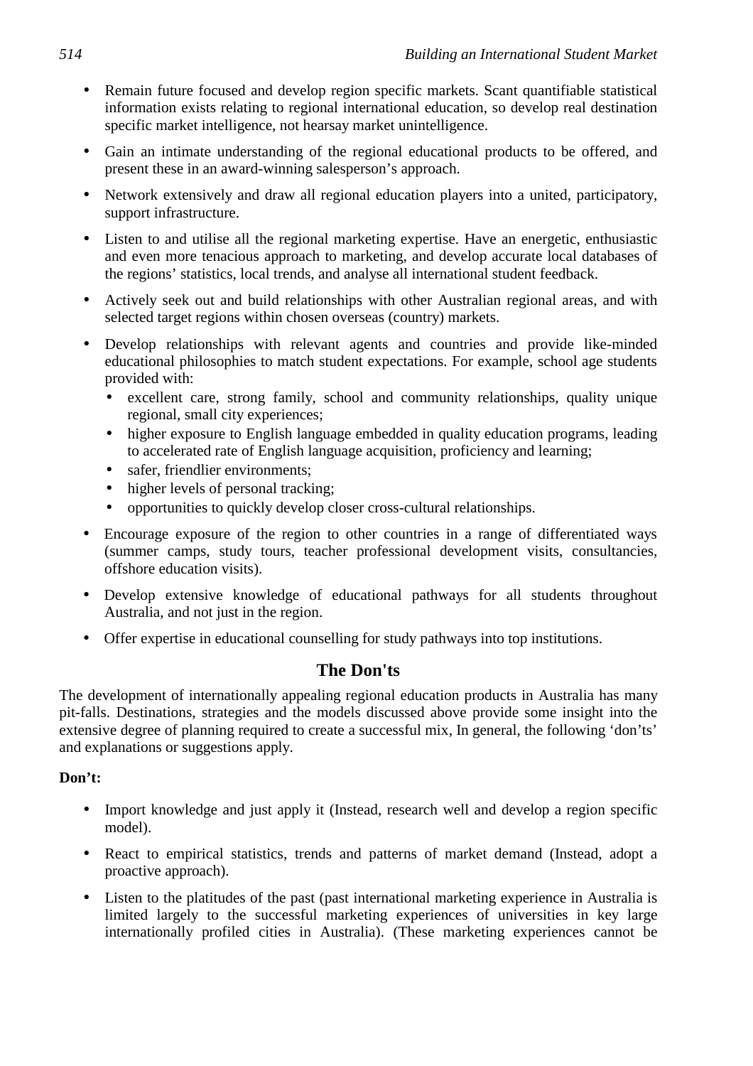- Remain future focused and develop region specific markets. Scant quantifiable statistical information exists relating to regional international education, so develop real destination specific market intelligence, not hearsay market unintelligence.
- Gain an intimate understanding of the regional educational products to be offered, and present these in an award-winning salesperson's approach.
- Network extensively and draw all regional education players into a united, participatory, support infrastructure.
- Listen to and utilise all the regional marketing expertise. Have an energetic, enthusiastic and even more tenacious approach to marketing, and develop accurate local databases of the regions' statistics, local trends, and analyse all international student feedback.
- Actively seek out and build relationships with other Australian regional areas, and with selected target regions within chosen overseas (country) markets.
- Develop relationships with relevant agents and countries and provide like-minded educational philosophies to match student expectations. For example, school age students provided with:
  - excellent care, strong family, school and community relationships, quality unique regional, small city experiences;
  - higher exposure to English language embedded in quality education programs, leading to accelerated rate of English language acquisition, proficiency and learning;
  - safer, friendlier environments;
  - higher levels of personal tracking;
  - opportunities to quickly develop closer cross-cultural relationships.
- Encourage exposure of the region to other countries in a range of differentiated ways (summer camps, study tours, teacher professional development visits, consultancies, offshore education visits).
- Develop extensive knowledge of educational pathways for all students throughout Australia, and not just in the region.
- Offer expertise in educational counselling for study pathways into top institutions.

## The Don'ts

The development of internationally appealing regional education products in Australia has many pit-falls. Destinations, strategies and the models discussed above provide some insight into the extensive degree of planning required to create a successful mix, In general, the following 'don'ts' and explanations or suggestions apply.

**Don't:**

- Import knowledge and just apply it (Instead, research well and develop a region specific model).
- React to empirical statistics, trends and patterns of market demand (Instead, adopt a proactive approach).
- Listen to the platitudes of the past (past international marketing experience in Australia is limited largely to the successful marketing experiences of universities in key large internationally profiled cities in Australia). (These marketing experiences cannot be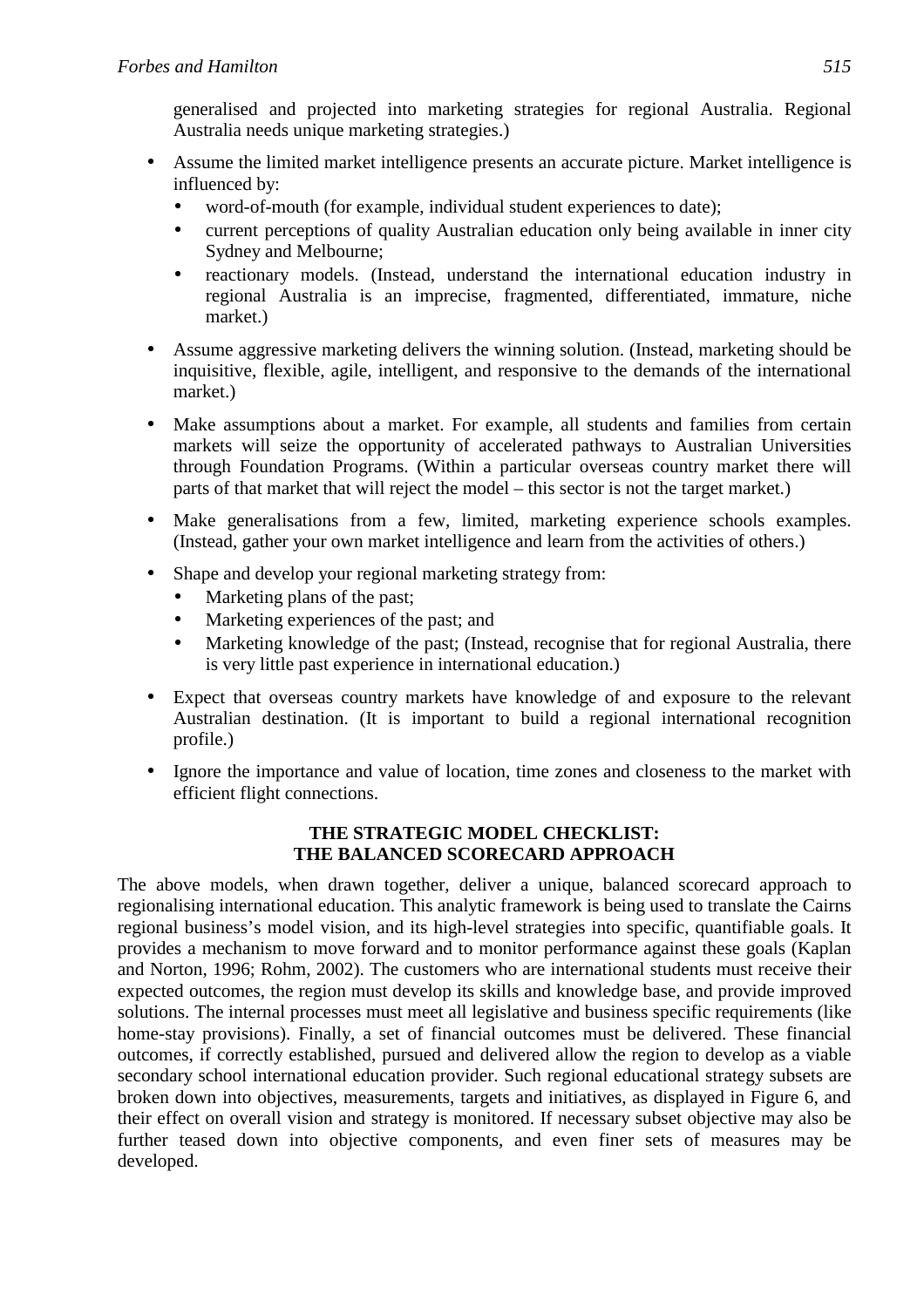generalised and projected into marketing strategies for regional Australia. Regional Australia needs unique marketing strategies.)

- Assume the limited market intelligence presents an accurate picture. Market intelligence is influenced by:
  - word-of-mouth (for example, individual student experiences to date);
  - current perceptions of quality Australian education only being available in inner city Sydney and Melbourne;
  - reactionary models. (Instead, understand the international education industry in regional Australia is an imprecise, fragmented, differentiated, immature, niche market.)
- Assume aggressive marketing delivers the winning solution. (Instead, marketing should be inquisitive, flexible, agile, intelligent, and responsive to the demands of the international market.)
- Make assumptions about a market. For example, all students and families from certain markets will seize the opportunity of accelerated pathways to Australian Universities through Foundation Programs. (Within a particular overseas country market there will parts of that market that will reject the model – this sector is not the target market.)
- Make generalisations from a few, limited, marketing experience schools examples. (Instead, gather your own market intelligence and learn from the activities of others.)
- Shape and develop your regional marketing strategy from:
  - Marketing plans of the past;
  - Marketing experiences of the past; and
  - Marketing knowledge of the past; (Instead, recognise that for regional Australia, there is very little past experience in international education.)
- Expect that overseas country markets have knowledge of and exposure to the relevant Australian destination. (It is important to build a regional international recognition profile.)
- Ignore the importance and value of location, time zones and closeness to the market with efficient flight connections.

## THE STRATEGIC MODEL CHECKLIST: THE BALANCED SCORECARD APPROACH

The above models, when drawn together, deliver a unique, balanced scorecard approach to regionalising international education. This analytic framework is being used to translate the Cairns regional business's model vision, and its high-level strategies into specific, quantifiable goals. It provides a mechanism to move forward and to monitor performance against these goals (Kaplan and Norton, 1996; Rohm, 2002). The customers who are international students must receive their expected outcomes, the region must develop its skills and knowledge base, and provide improved solutions. The internal processes must meet all legislative and business specific requirements (like home-stay provisions). Finally, a set of financial outcomes must be delivered. These financial outcomes, if correctly established, pursued and delivered allow the region to develop as a viable secondary school international education provider. Such regional educational strategy subsets are broken down into objectives, measurements, targets and initiatives, as displayed in Figure 6, and their effect on overall vision and strategy is monitored. If necessary subset objective may also be further teased down into objective components, and even finer sets of measures may be developed.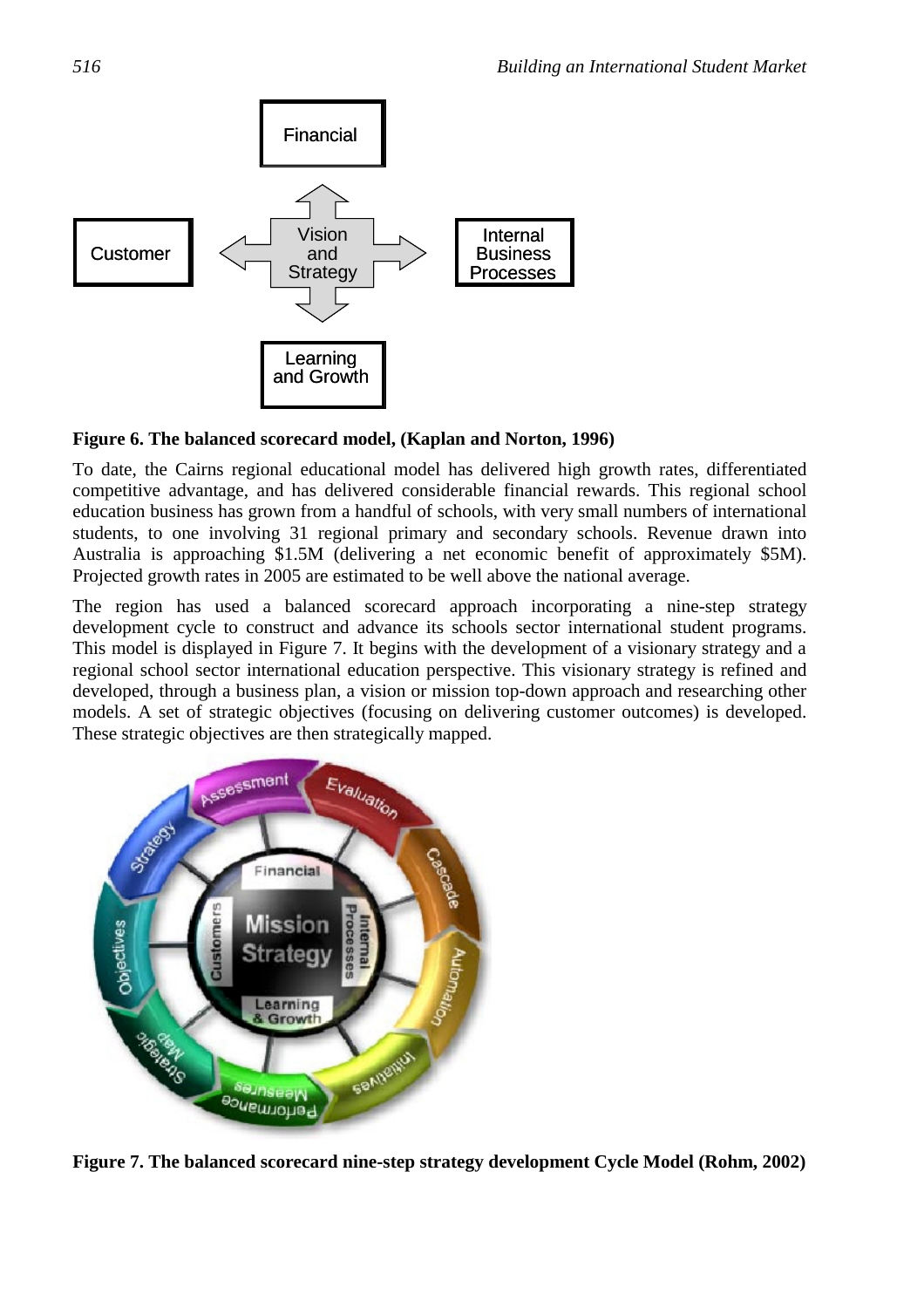Financial

Customer

Vision and Strategy

Internal Business Processes

Learning and Growth

**Figure 6. The balanced scorecard model, (Kaplan and Norton, 1996)**

To date, the Cairns regional educational model has delivered high growth rates, differentiated competitive advantage, and has delivered considerable financial rewards. This regional school education business has grown from a handful of schools, with very small numbers of international students, to one involving 31 regional primary and secondary schools. Revenue drawn into Australia is approaching $1.5M (delivering a net economic benefit of approximately $5M). Projected growth rates in 2005 are estimated to be well above the national average.

The region has used a balanced scorecard approach incorporating a nine-step strategy development cycle to construct and advance its schools sector international student programs. This model is displayed in Figure 7. It begins with the development of a visionary strategy and a regional school sector international education perspective. This visionary strategy is refined and developed, through a business plan, a vision or mission top-down approach and researching other models. A set of strategic objectives (focusing on delivering customer outcomes) is developed. These strategic objectives are then strategically mapped.

**Figure 7. The balanced scorecard nine-step strategy development Cycle Model (Rohm, 2002)**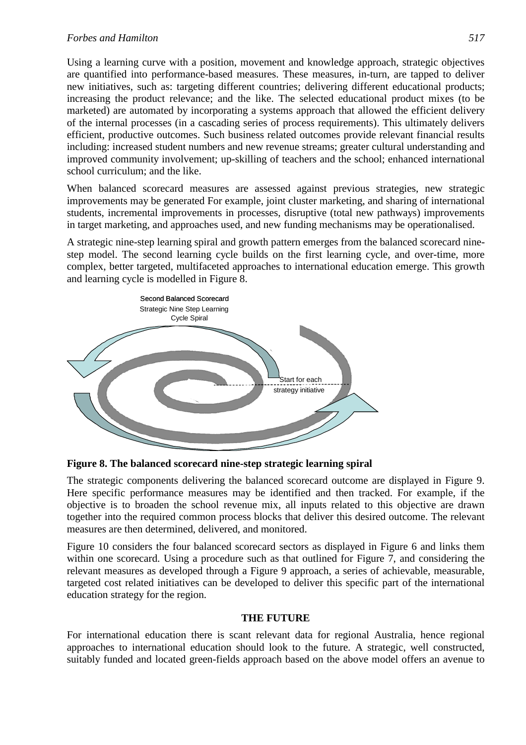Using a learning curve with a position, movement and knowledge approach, strategic objectives are quantified into performance-based measures. These measures, in-turn, are tapped to deliver new initiatives, such as: targeting different countries; delivering different educational products; increasing the product relevance; and the like. The selected educational product mixes (to be marketed) are automated by incorporating a systems approach that allowed the efficient delivery of the internal processes (in a cascading series of process requirements). This ultimately delivers efficient, productive outcomes. Such business related outcomes provide relevant financial results including: increased student numbers and new revenue streams; greater cultural understanding and improved community involvement; up-skilling of teachers and the school; enhanced international school curriculum; and the like.

When balanced scorecard measures are assessed against previous strategies, new strategic improvements may be generated For example, joint cluster marketing, and sharing of international students, incremental improvements in processes, disruptive (total new pathways) improvements in target marketing, and approaches used, and new funding mechanisms may be operationalised.

A strategic nine-step learning spiral and growth pattern emerges from the balanced scorecard nine-step model. The second learning cycle builds on the first learning cycle, and over-time, more complex, better targeted, multifaceted approaches to international education emerge. This growth and learning cycle is modelled in Figure 8.

Second Balanced Scorecard Strategic Nine Step Learning Cycle Spiral

Start for each strategy initiative

**Figure 8. The balanced scorecard nine-step strategic learning spiral**

The strategic components delivering the balanced scorecard outcome are displayed in Figure 9. Here specific performance measures may be identified and then tracked. For example, if the objective is to broaden the school revenue mix, all inputs related to this objective are drawn together into the required common process blocks that deliver this desired outcome. The relevant measures are then determined, delivered, and monitored.

Figure 10 considers the four balanced scorecard sectors as displayed in Figure 6 and links them within one scorecard. Using a procedure such as that outlined for Figure 7, and considering the relevant measures as developed through a Figure 9 approach, a series of achievable, measurable, targeted cost related initiatives can be developed to deliver this specific part of the international education strategy for the region.

## THE FUTURE

For international education there is scant relevant data for regional Australia, hence regional approaches to international education should look to the future. A strategic, well constructed, suitably funded and located green-fields approach based on the above model offers an avenue to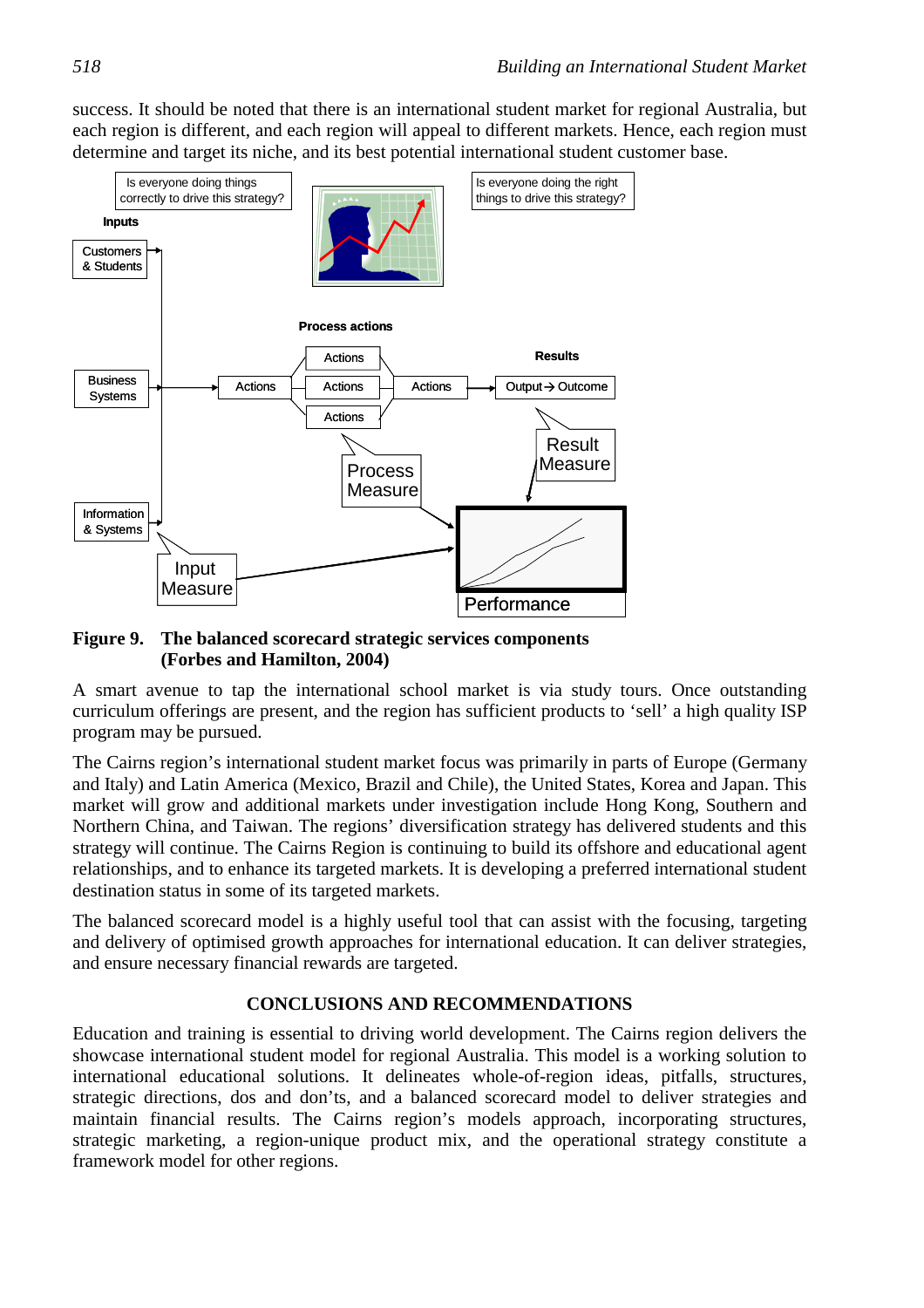success. It should be noted that there is an international student market for regional Australia, but each region is different, and each region will appeal to different markets. Hence, each region must determine and target its niche, and its best potential international student customer base.

**Figure 9. The balanced scorecard strategic services components (Forbes and Hamilton, 2004)**

A smart avenue to tap the international school market is via study tours. Once outstanding curriculum offerings are present, and the region has sufficient products to 'sell' a high quality ISP program may be pursued.

The Cairns region's international student market focus was primarily in parts of Europe (Germany and Italy) and Latin America (Mexico, Brazil and Chile), the United States, Korea and Japan. This market will grow and additional markets under investigation include Hong Kong, Southern and Northern China, and Taiwan. The regions' diversification strategy has delivered students and this strategy will continue. The Cairns Region is continuing to build its offshore and educational agent relationships, and to enhance its targeted markets. It is developing a preferred international student destination status in some of its targeted markets.

The balanced scorecard model is a highly useful tool that can assist with the focusing, targeting and delivery of optimised growth approaches for international education. It can deliver strategies, and ensure necessary financial rewards are targeted.

## CONCLUSIONS AND RECOMMENDATIONS

Education and training is essential to driving world development. The Cairns region delivers the showcase international student model for regional Australia. This model is a working solution to international educational solutions. It delineates whole-of-region ideas, pitfalls, structures, strategic directions, dos and don'ts, and a balanced scorecard model to deliver strategies and maintain financial results. The Cairns region's models approach, incorporating structures, strategic marketing, a region-unique product mix, and the operational strategy constitute a framework model for other regions.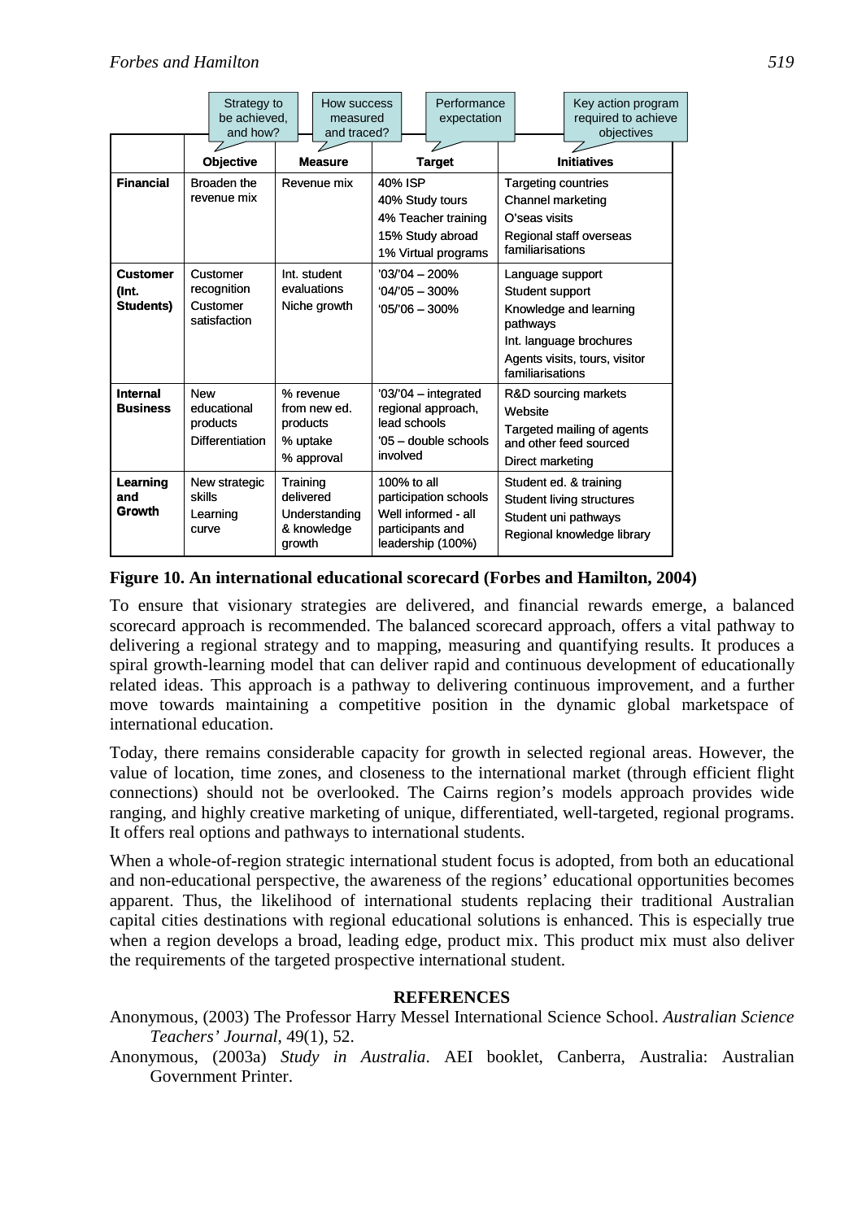| | Objective | Measure | Target | Initiatives |
|---|---|---|---|---|
| | Strategy to be achieved, and how? | How success measured and traced? | Performance expectation | Key action program required to achieve objectives |
| **Financial** | Broaden the revenue mix | Revenue mix | 40% ISP<br>40% Study tours<br>4% Teacher training<br>15% Study abroad<br>1% Virtual programs | Targeting countries<br>Channel marketing<br>O'seas visits<br>Regional staff overseas familiarisations |
| **Customer (Int. Students)** | Customer recognition<br>Customer satisfaction | Int. student evaluations<br>Niche growth | '03/'04 – 200%<br>'04/'05 – 300%<br>'05/'06 – 300% | Language support<br>Student support<br>Knowledge and learning pathways<br>Int. language brochures<br>Agents visits, tours, visitor familiarisations |
| **Internal Business** | New educational products<br>Differentiation | % revenue from new ed. products<br>% uptake<br>% approval | '03/'04 – integrated regional approach, lead schools<br>'05 – double schools involved | R&D sourcing markets<br>Website<br>Targeted mailing of agents and other feed sourced<br>Direct marketing |
| **Learning and Growth** | New strategic skills<br>Learning curve | Training delivered<br>Understanding & knowledge growth | 100% to all participation schools<br>Well informed - all participants and leadership (100%) | Student ed. & training<br>Student living structures<br>Student uni pathways<br>Regional knowledge library |

**Figure 10. An international educational scorecard (Forbes and Hamilton, 2004)**

To ensure that visionary strategies are delivered, and financial rewards emerge, a balanced scorecard approach is recommended. The balanced scorecard approach, offers a vital pathway to delivering a regional strategy and to mapping, measuring and quantifying results. It produces a spiral growth-learning model that can deliver rapid and continuous development of educationally related ideas. This approach is a pathway to delivering continuous improvement, and a further move towards maintaining a competitive position in the dynamic global marketspace of international education.

Today, there remains considerable capacity for growth in selected regional areas. However, the value of location, time zones, and closeness to the international market (through efficient flight connections) should not be overlooked. The Cairns region's models approach provides wide ranging, and highly creative marketing of unique, differentiated, well-targeted, regional programs. It offers real options and pathways to international students.

When a whole-of-region strategic international student focus is adopted, from both an educational and non-educational perspective, the awareness of the regions' educational opportunities becomes apparent. Thus, the likelihood of international students replacing their traditional Australian capital cities destinations with regional educational solutions is enhanced. This is especially true when a region develops a broad, leading edge, product mix. This product mix must also deliver the requirements of the targeted prospective international student.

## REFERENCES

Anonymous, (2003) The Professor Harry Messel International Science School. *Australian Science Teachers' Journal*, 49(1), 52.

Anonymous, (2003a) *Study in Australia*. AEI booklet, Canberra, Australia: Australian Government Printer.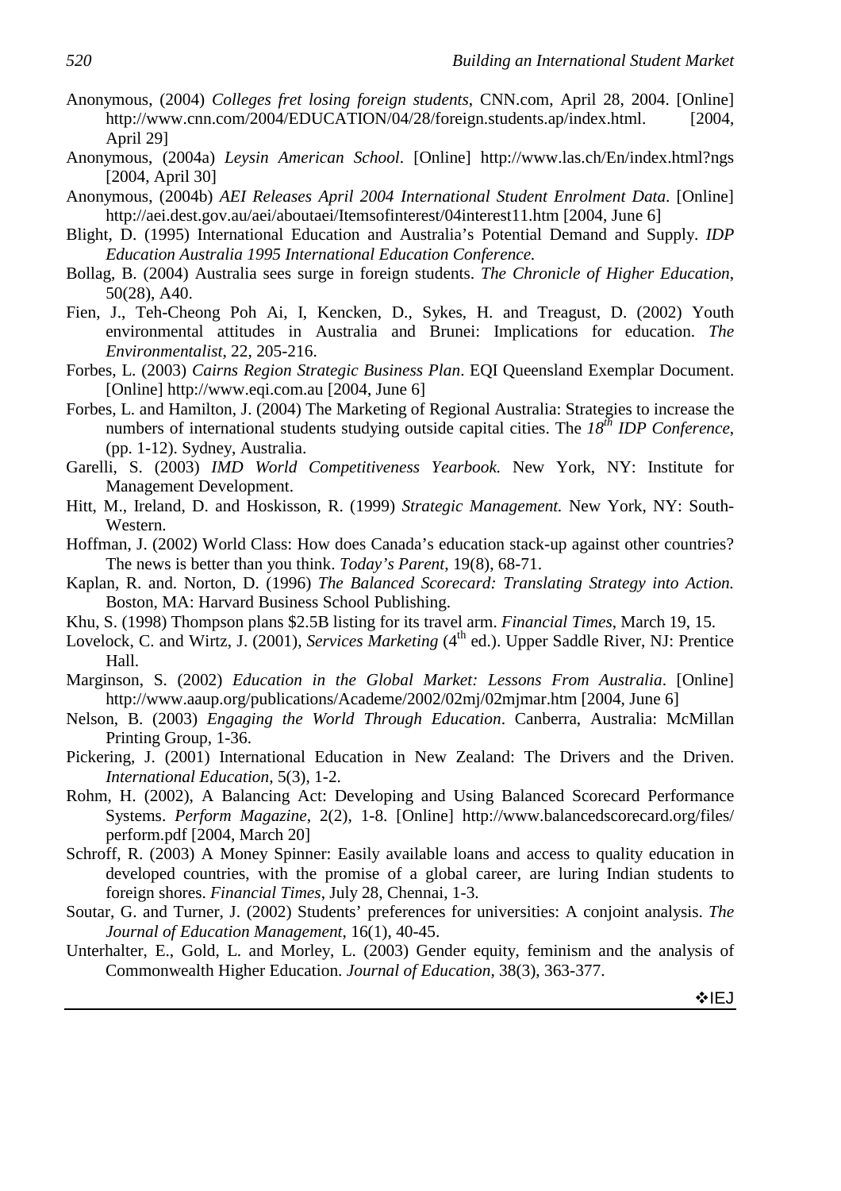Anonymous, (2004) *Colleges fret losing foreign students*, CNN.com, April 28, 2004. [Online] http://www.cnn.com/2004/EDUCATION/04/28/foreign.students.ap/index.html. [2004, April 29]

Anonymous, (2004a) *Leysin American School*. [Online] http://www.las.ch/En/index.html?ngs [2004, April 30]

Anonymous, (2004b) *AEI Releases April 2004 International Student Enrolment Data*. [Online] http://aei.dest.gov.au/aei/aboutaei/Itemsofinterest/04interest11.htm [2004, June 6]

Blight, D. (1995) International Education and Australia's Potential Demand and Supply. *IDP Education Australia 1995 International Education Conference.*

Bollag, B. (2004) Australia sees surge in foreign students. *The Chronicle of Higher Education*, 50(28), A40.

Fien, J., Teh-Cheong Poh Ai, I, Kencken, D., Sykes, H. and Treagust, D. (2002) Youth environmental attitudes in Australia and Brunei: Implications for education. *The Environmentalist*, 22, 205-216.

Forbes, L. (2003) *Cairns Region Strategic Business Plan*. EQI Queensland Exemplar Document. [Online] http://www.eqi.com.au [2004, June 6]

Forbes, L. and Hamilton, J. (2004) The Marketing of Regional Australia: Strategies to increase the numbers of international students studying outside capital cities. The *18th IDP Conference*, (pp. 1-12). Sydney, Australia.

Garelli, S. (2003) *IMD World Competitiveness Yearbook.* New York, NY: Institute for Management Development.

Hitt, M., Ireland, D. and Hoskisson, R. (1999) *Strategic Management.* New York, NY: South-Western.

Hoffman, J. (2002) World Class: How does Canada's education stack-up against other countries? The news is better than you think. *Today's Parent*, 19(8), 68-71.

Kaplan, R. and. Norton, D. (1996) *The Balanced Scorecard: Translating Strategy into Action.* Boston, MA: Harvard Business School Publishing.

Khu, S. (1998) Thompson plans $2.5B listing for its travel arm. *Financial Times*, March 19, 15.

Lovelock, C. and Wirtz, J. (2001), *Services Marketing* (4th ed.). Upper Saddle River, NJ: Prentice Hall.

Marginson, S. (2002) *Education in the Global Market: Lessons From Australia*. [Online] http://www.aaup.org/publications/Academe/2002/02mj/02mjmar.htm [2004, June 6]

Nelson, B. (2003) *Engaging the World Through Education*. Canberra, Australia: McMillan Printing Group, 1-36.

Pickering, J. (2001) International Education in New Zealand: The Drivers and the Driven. *International Education*, 5(3), 1-2.

Rohm, H. (2002), A Balancing Act: Developing and Using Balanced Scorecard Performance Systems. *Perform Magazine*, 2(2), 1-8. [Online] http://www.balancedscorecard.org/files/perform.pdf [2004, March 20]

Schroff, R. (2003) A Money Spinner: Easily available loans and access to quality education in developed countries, with the promise of a global career, are luring Indian students to foreign shores. *Financial Times*, July 28, Chennai, 1-3.

Soutar, G. and Turner, J. (2002) Students' preferences for universities: A conjoint analysis. *The Journal of Education Management*, 16(1), 40-45.

Unterhalter, E., Gold, L. and Morley, L. (2003) Gender equity, feminism and the analysis of Commonwealth Higher Education. *Journal of Education*, 38(3), 363-377.